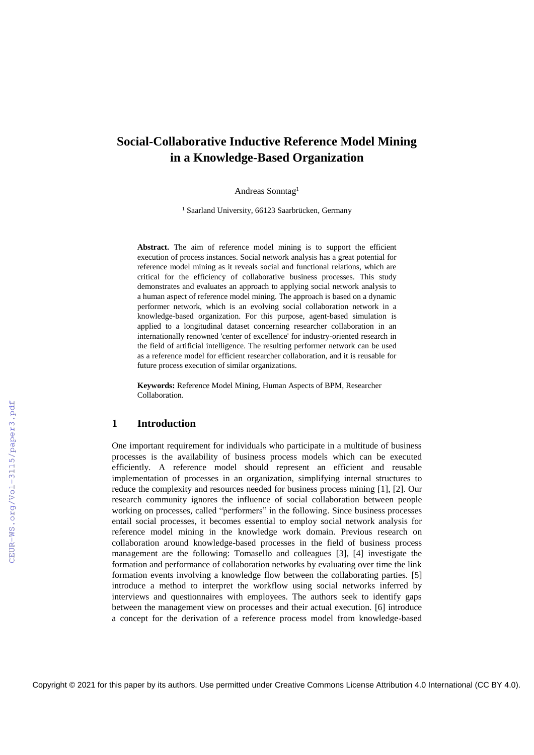# Social-Collaborative Inductive Reference Model Mining in a Knowledge-Based Organization

Andreas Sonntag[1]

[1] Saarland University, 66123 Saarbrücken, Germany

**Abstract.** The aim of reference model mining is to support the efficient execution of process instances. Social network analysis has a great potential for reference model mining as it reveals social and functional relations, which are critical for the efficiency of collaborative business processes. This study demonstrates and evaluates an approach to applying social network analysis to a human aspect of reference model mining. The approach is based on a dynamic performer network, which is an evolving social collaboration network in a knowledge-based organization. For this purpose, agent-based simulation is applied to a longitudinal dataset concerning researcher collaboration in an internationally renowned 'center of excellence' for industry-oriented research in the field of artificial intelligence. The resulting performer network can be used as a reference model for efficient researcher collaboration, and it is reusable for future process execution of similar organizations.

**Keywords:** Reference Model Mining, Human Aspects of BPM, Researcher Collaboration.

## 1 Introduction

One important requirement for individuals who participate in a multitude of business processes is the availability of business process models which can be executed efficiently. A reference model should represent an efficient and reusable implementation of processes in an organization, simplifying internal structures to reduce the complexity and resources needed for business process mining [1], [2]. Our research community ignores the influence of social collaboration between people working on processes, called "performers" in the following. Since business processes entail social processes, it becomes essential to employ social network analysis for reference model mining in the knowledge work domain. Previous research on collaboration around knowledge-based processes in the field of business process management are the following: Tomasello and colleagues [3], [4] investigate the formation and performance of collaboration networks by evaluating over time the link formation events involving a knowledge flow between the collaborating parties. [5] introduce a method to interpret the workflow using social networks inferred by interviews and questionnaires with employees. The authors seek to identify gaps between the management view on processes and their actual execution. [6] introduce a concept for the derivation of a reference process model from knowledge-based

Copyright © 2021 for this paper by its authors. Use permitted under Creative Commons License Attribution 4.0 International (CC BY 4.0).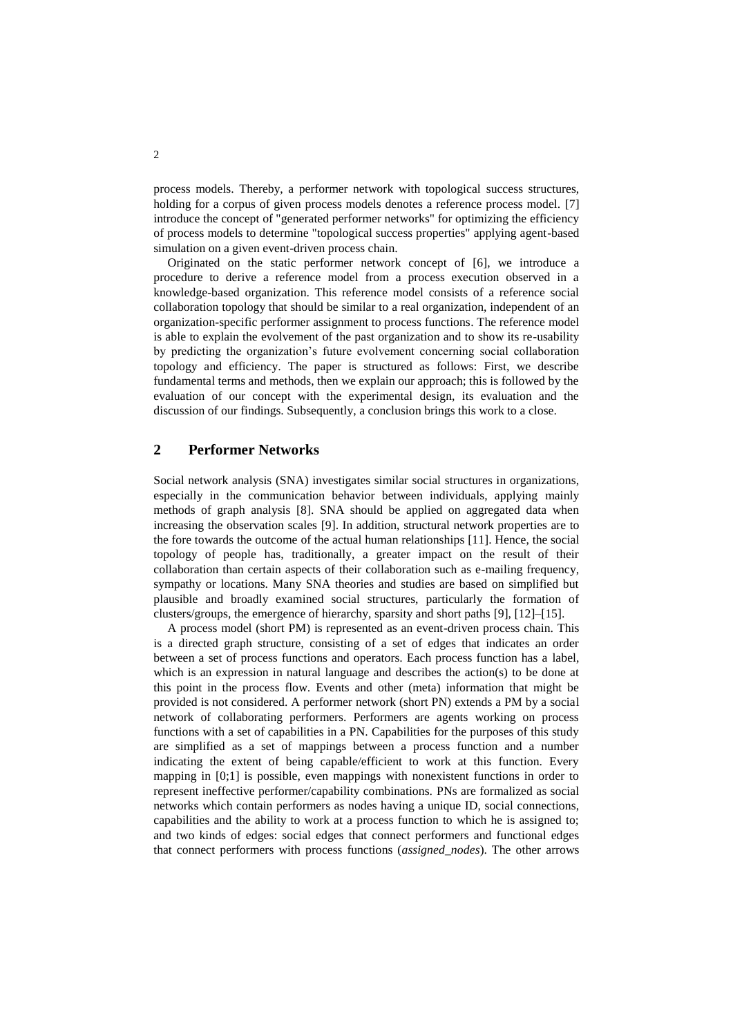process models. Thereby, a performer network with topological success structures, holding for a corpus of given process models denotes a reference process model. [7] introduce the concept of "generated performer networks" for optimizing the efficiency of process models to determine "topological success properties" applying agent-based simulation on a given event-driven process chain.

Originated on the static performer network concept of [6], we introduce a procedure to derive a reference model from a process execution observed in a knowledge-based organization. This reference model consists of a reference social collaboration topology that should be similar to a real organization, independent of an organization-specific performer assignment to process functions. The reference model is able to explain the evolvement of the past organization and to show its re-usability by predicting the organization's future evolvement concerning social collaboration topology and efficiency. The paper is structured as follows: First, we describe fundamental terms and methods, then we explain our approach; this is followed by the evaluation of our concept with the experimental design, its evaluation and the discussion of our findings. Subsequently, a conclusion brings this work to a close.

## 2 Performer Networks

Social network analysis (SNA) investigates similar social structures in organizations, especially in the communication behavior between individuals, applying mainly methods of graph analysis [8]. SNA should be applied on aggregated data when increasing the observation scales [9]. In addition, structural network properties are to the fore towards the outcome of the actual human relationships [11]. Hence, the social topology of people has, traditionally, a greater impact on the result of their collaboration than certain aspects of their collaboration such as e-mailing frequency, sympathy or locations. Many SNA theories and studies are based on simplified but plausible and broadly examined social structures, particularly the formation of clusters/groups, the emergence of hierarchy, sparsity and short paths [9], [12]–[15].

A process model (short PM) is represented as an event-driven process chain. This is a directed graph structure, consisting of a set of edges that indicates an order between a set of process functions and operators. Each process function has a label, which is an expression in natural language and describes the action(s) to be done at this point in the process flow. Events and other (meta) information that might be provided is not considered. A performer network (short PN) extends a PM by a social network of collaborating performers. Performers are agents working on process functions with a set of capabilities in a PN. Capabilities for the purposes of this study are simplified as a set of mappings between a process function and a number indicating the extent of being capable/efficient to work at this function. Every mapping in [0;1] is possible, even mappings with nonexistent functions in order to represent ineffective performer/capability combinations. PNs are formalized as social networks which contain performers as nodes having a unique ID, social connections, capabilities and the ability to work at a process function to which he is assigned to; and two kinds of edges: social edges that connect performers and functional edges that connect performers with process functions (*assigned_nodes*). The other arrows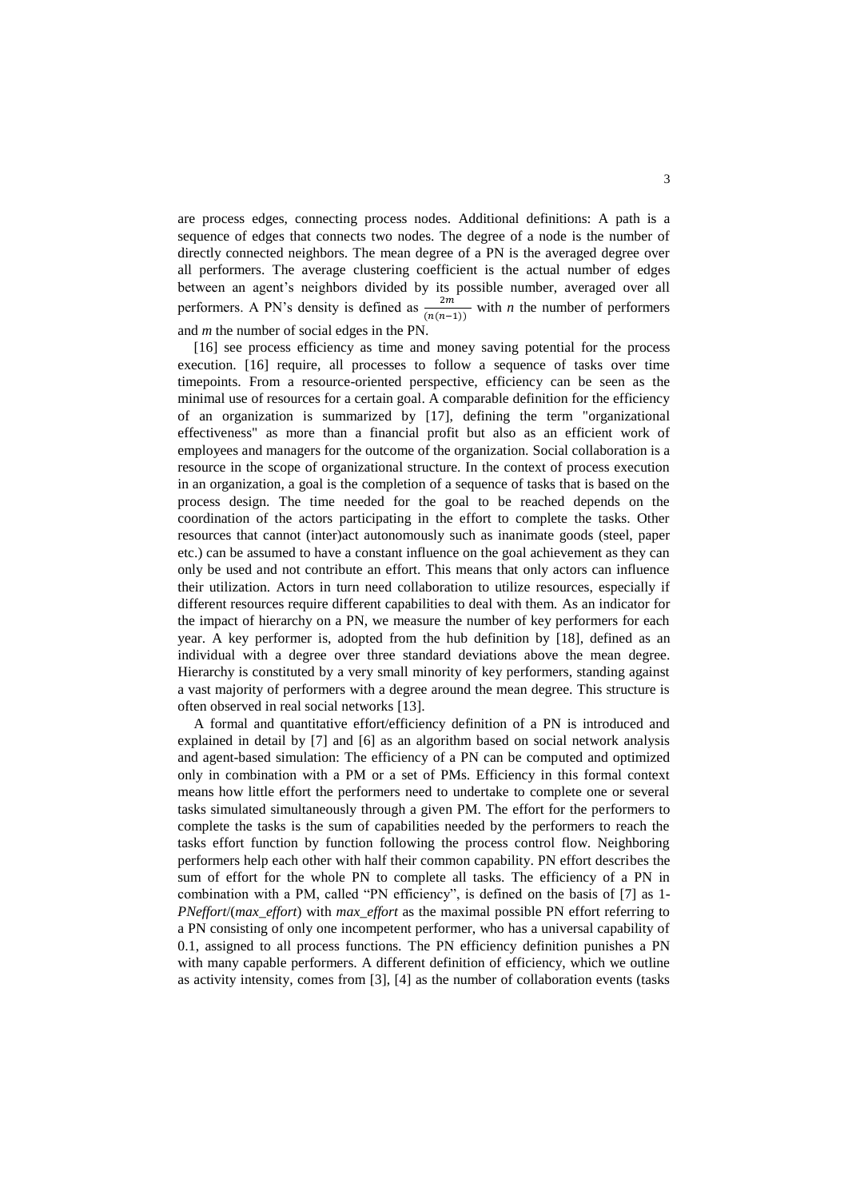are process edges, connecting process nodes. Additional definitions: A path is a sequence of edges that connects two nodes. The degree of a node is the number of directly connected neighbors. The mean degree of a PN is the averaged degree over all performers. The average clustering coefficient is the actual number of edges between an agent's neighbors divided by its possible number, averaged over all performers. A PN's density is defined as $\frac{2m}{(n(n-1))}$ with *n* the number of performers and *m* the number of social edges in the PN.

[16] see process efficiency as time and money saving potential for the process execution. [16] require, all processes to follow a sequence of tasks over time timepoints. From a resource-oriented perspective, efficiency can be seen as the minimal use of resources for a certain goal. A comparable definition for the efficiency of an organization is summarized by [17], defining the term "organizational effectiveness" as more than a financial profit but also as an efficient work of employees and managers for the outcome of the organization. Social collaboration is a resource in the scope of organizational structure. In the context of process execution in an organization, a goal is the completion of a sequence of tasks that is based on the process design. The time needed for the goal to be reached depends on the coordination of the actors participating in the effort to complete the tasks. Other resources that cannot (inter)act autonomously such as inanimate goods (steel, paper etc.) can be assumed to have a constant influence on the goal achievement as they can only be used and not contribute an effort. This means that only actors can influence their utilization. Actors in turn need collaboration to utilize resources, especially if different resources require different capabilities to deal with them. As an indicator for the impact of hierarchy on a PN, we measure the number of key performers for each year. A key performer is, adopted from the hub definition by [18], defined as an individual with a degree over three standard deviations above the mean degree. Hierarchy is constituted by a very small minority of key performers, standing against a vast majority of performers with a degree around the mean degree. This structure is often observed in real social networks [13].

A formal and quantitative effort/efficiency definition of a PN is introduced and explained in detail by [7] and [6] as an algorithm based on social network analysis and agent-based simulation: The efficiency of a PN can be computed and optimized only in combination with a PM or a set of PMs. Efficiency in this formal context means how little effort the performers need to undertake to complete one or several tasks simulated simultaneously through a given PM. The effort for the performers to complete the tasks is the sum of capabilities needed by the performers to reach the tasks effort function by function following the process control flow. Neighboring performers help each other with half their common capability. PN effort describes the sum of effort for the whole PN to complete all tasks. The efficiency of a PN in combination with a PM, called "PN efficiency", is defined on the basis of [7] as 1-*PNeffort*/(*max_effort*) with *max_effort* as the maximal possible PN effort referring to a PN consisting of only one incompetent performer, who has a universal capability of 0.1, assigned to all process functions. The PN efficiency definition punishes a PN with many capable performers. A different definition of efficiency, which we outline as activity intensity, comes from [3], [4] as the number of collaboration events (tasks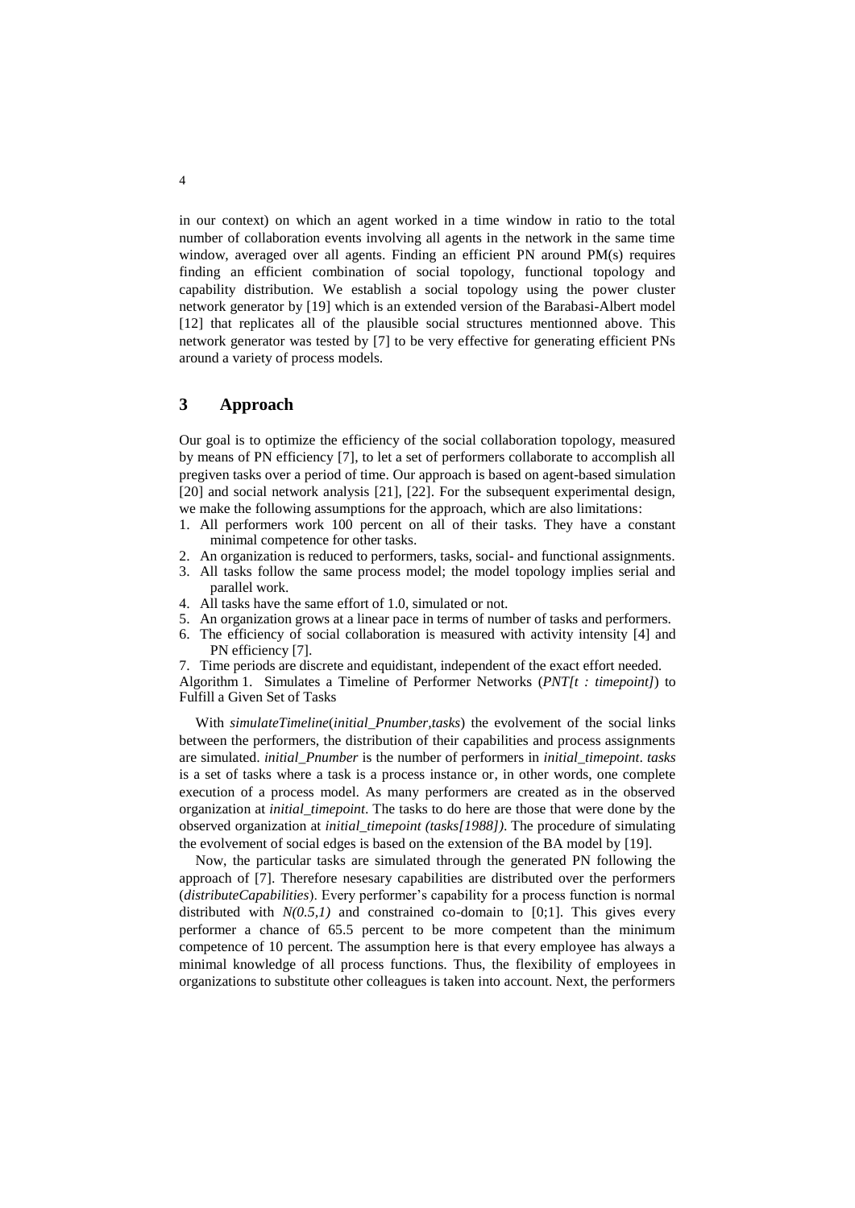in our context) on which an agent worked in a time window in ratio to the total number of collaboration events involving all agents in the network in the same time window, averaged over all agents. Finding an efficient PN around PM(s) requires finding an efficient combination of social topology, functional topology and capability distribution. We establish a social topology using the power cluster network generator by [19] which is an extended version of the Barabasi-Albert model [12] that replicates all of the plausible social structures mentionned above. This network generator was tested by [7] to be very effective for generating efficient PNs around a variety of process models.

## 3 Approach

Our goal is to optimize the efficiency of the social collaboration topology, measured by means of PN efficiency [7], to let a set of performers collaborate to accomplish all pregiven tasks over a period of time. Our approach is based on agent-based simulation [20] and social network analysis [21], [22]. For the subsequent experimental design, we make the following assumptions for the approach, which are also limitations:

1. All performers work 100 percent on all of their tasks. They have a constant minimal competence for other tasks.
2. An organization is reduced to performers, tasks, social- and functional assignments.
3. All tasks follow the same process model; the model topology implies serial and parallel work.
4. All tasks have the same effort of 1.0, simulated or not.
5. An organization grows at a linear pace in terms of number of tasks and performers.
6. The efficiency of social collaboration is measured with activity intensity [4] and PN efficiency [7].
7. Time periods are discrete and equidistant, independent of the exact effort needed.

Algorithm 1. Simulates a Timeline of Performer Networks (*PNT[t : timepoint]*) to Fulfill a Given Set of Tasks

With *simulateTimeline*(*initial_Pnumber,tasks*) the evolvement of the social links between the performers, the distribution of their capabilities and process assignments are simulated. *initial_Pnumber* is the number of performers in *initial_timepoint*. *tasks* is a set of tasks where a task is a process instance or, in other words, one complete execution of a process model. As many performers are created as in the observed organization at *initial_timepoint*. The tasks to do here are those that were done by the observed organization at *initial_timepoint (tasks[1988])*. The procedure of simulating the evolvement of social edges is based on the extension of the BA model by [19].

Now, the particular tasks are simulated through the generated PN following the approach of [7]. Therefore nesesary capabilities are distributed over the performers (*distributeCapabilities*). Every performer's capability for a process function is normal distributed with $N(0.5,1)$ and constrained co-domain to [0;1]. This gives every performer a chance of 65.5 percent to be more competent than the minimum competence of 10 percent. The assumption here is that every employee has always a minimal knowledge of all process functions. Thus, the flexibility of employees in organizations to substitute other colleagues is taken into account. Next, the performers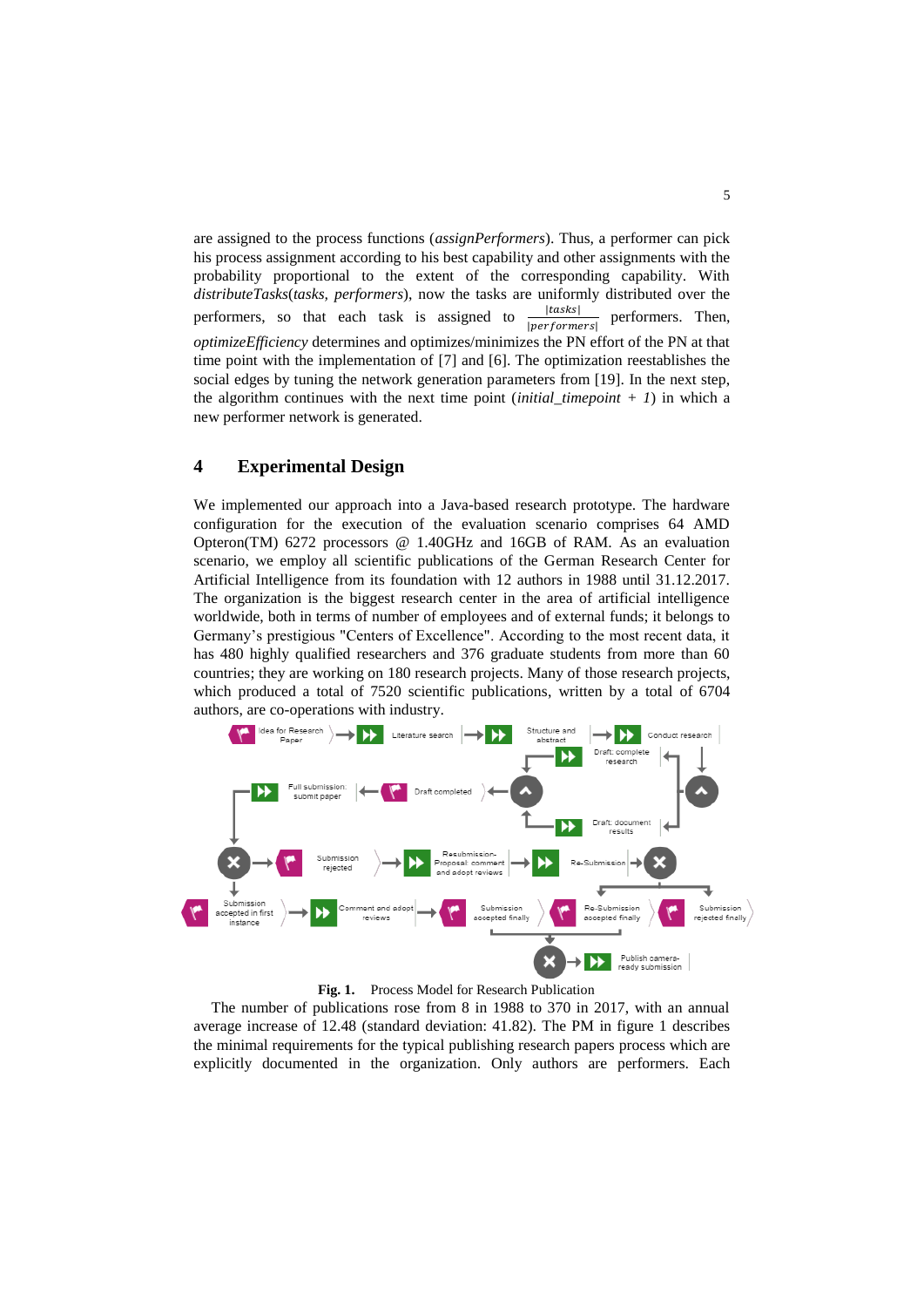are assigned to the process functions (*assignPerformers*). Thus, a performer can pick his process assignment according to his best capability and other assignments with the probability proportional to the extent of the corresponding capability. With *distributeTasks*(*tasks, performers*), now the tasks are uniformly distributed over the performers, so that each task is assigned to $\frac{|tasks|}{|performers|}$ performers. Then, *optimizeEfficiency* determines and optimizes/minimizes the PN effort of the PN at that time point with the implementation of [7] and [6]. The optimization reestablishes the social edges by tuning the network generation parameters from [19]. In the next step, the algorithm continues with the next time point (*initial_timepoint + 1*) in which a new performer network is generated.

## 4 Experimental Design

We implemented our approach into a Java-based research prototype. The hardware configuration for the execution of the evaluation scenario comprises 64 AMD Opteron(TM) 6272 processors @ 1.40GHz and 16GB of RAM. As an evaluation scenario, we employ all scientific publications of the German Research Center for Artificial Intelligence from its foundation with 12 authors in 1988 until 31.12.2017. The organization is the biggest research center in the area of artificial intelligence worldwide, both in terms of number of employees and of external funds; it belongs to Germany's prestigious "Centers of Excellence". According to the most recent data, it has 480 highly qualified researchers and 376 graduate students from more than 60 countries; they are working on 180 research projects. Many of those research projects, which produced a total of 7520 scientific publications, written by a total of 6704 authors, are co-operations with industry.

**Fig. 1.** Process Model for Research Publication

The number of publications rose from 8 in 1988 to 370 in 2017, with an annual average increase of 12.48 (standard deviation: 41.82). The PM in figure 1 describes the minimal requirements for the typical publishing research papers process which are explicitly documented in the organization. Only authors are performers. Each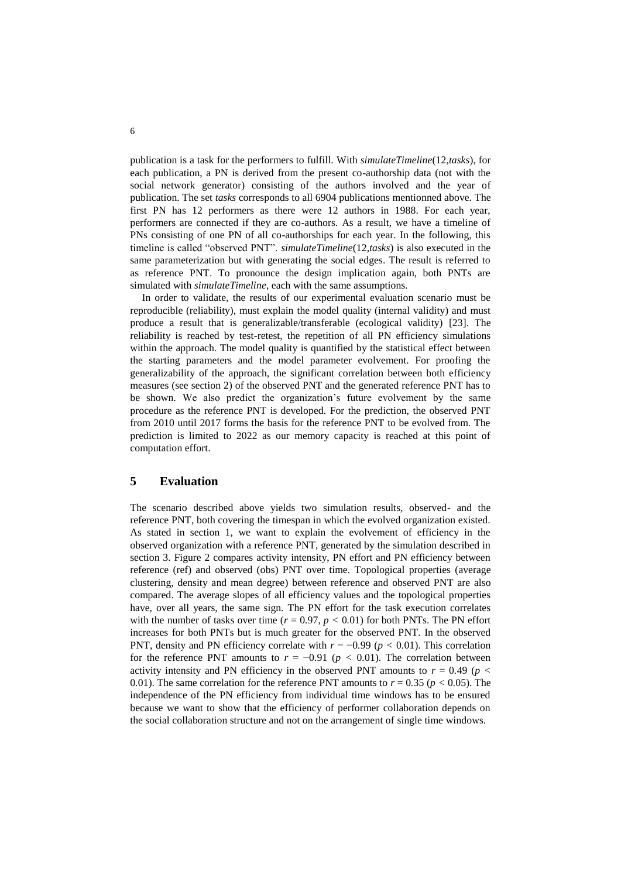publication is a task for the performers to fulfill. With *simulateTimeline*(12,*tasks*), for each publication, a PN is derived from the present co-authorship data (not with the social network generator) consisting of the authors involved and the year of publication. The set *tasks* corresponds to all 6904 publications mentionned above. The first PN has 12 performers as there were 12 authors in 1988. For each year, performers are connected if they are co-authors. As a result, we have a timeline of PNs consisting of one PN of all co-authorships for each year. In the following, this timeline is called "observed PNT". *simulateTimeline*(12,*tasks*) is also executed in the same parameterization but with generating the social edges. The result is referred to as reference PNT. To pronounce the design implication again, both PNTs are simulated with *simulateTimeline*, each with the same assumptions.

In order to validate, the results of our experimental evaluation scenario must be reproducible (reliability), must explain the model quality (internal validity) and must produce a result that is generalizable/transferable (ecological validity) [23]. The reliability is reached by test-retest, the repetition of all PN efficiency simulations within the approach. The model quality is quantified by the statistical effect between the starting parameters and the model parameter evolvement. For proofing the generalizability of the approach, the significant correlation between both efficiency measures (see section 2) of the observed PNT and the generated reference PNT has to be shown. We also predict the organization's future evolvement by the same procedure as the reference PNT is developed. For the prediction, the observed PNT from 2010 until 2017 forms the basis for the reference PNT to be evolved from. The prediction is limited to 2022 as our memory capacity is reached at this point of computation effort.

## 5 Evaluation

The scenario described above yields two simulation results, observed- and the reference PNT, both covering the timespan in which the evolved organization existed. As stated in section 1, we want to explain the evolvement of efficiency in the observed organization with a reference PNT, generated by the simulation described in section 3. Figure 2 compares activity intensity, PN effort and PN efficiency between reference (ref) and observed (obs) PNT over time. Topological properties (average clustering, density and mean degree) between reference and observed PNT are also compared. The average slopes of all efficiency values and the topological properties have, over all years, the same sign. The PN effort for the task execution correlates with the number of tasks over time ($r = 0.97$, $p < 0.01$) for both PNTs. The PN effort increases for both PNTs but is much greater for the observed PNT. In the observed PNT, density and PN efficiency correlate with $r = -0.99$ ($p < 0.01$). This correlation for the reference PNT amounts to $r = -0.91$ ($p < 0.01$). The correlation between activity intensity and PN efficiency in the observed PNT amounts to $r = 0.49$ ($p < 0.01$). The same correlation for the reference PNT amounts to $r = 0.35$ ($p < 0.05$). The independence of the PN efficiency from individual time windows has to be ensured because we want to show that the efficiency of performer collaboration depends on the social collaboration structure and not on the arrangement of single time windows.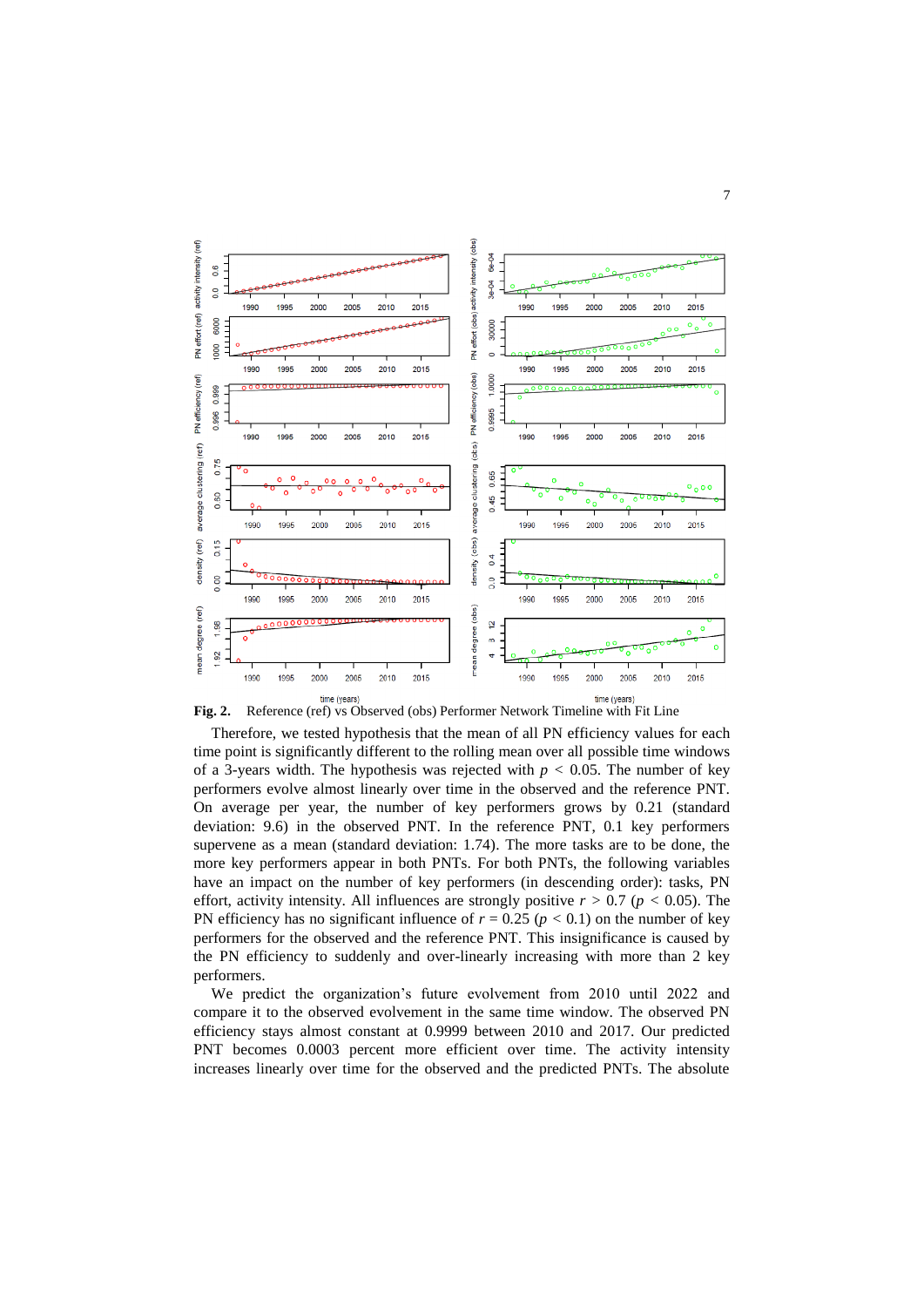**Fig. 2.** Reference (ref) vs Observed (obs) Performer Network Timeline with Fit Line

Therefore, we tested hypothesis that the mean of all PN efficiency values for each time point is significantly different to the rolling mean over all possible time windows of a 3-years width. The hypothesis was rejected with $p < 0.05$. The number of key performers evolve almost linearly over time in the observed and the reference PNT. On average per year, the number of key performers grows by 0.21 (standard deviation: 9.6) in the observed PNT. In the reference PNT, 0.1 key performers supervene as a mean (standard deviation: 1.74). The more tasks are to be done, the more key performers appear in both PNTs. For both PNTs, the following variables have an impact on the number of key performers (in descending order): tasks, PN effort, activity intensity. All influences are strongly positive $r > 0.7$ ($p < 0.05$). The PN efficiency has no significant influence of $r = 0.25$ ($p < 0.1$) on the number of key performers for the observed and the reference PNT. This insignificance is caused by the PN efficiency to suddenly and over-linearly increasing with more than 2 key performers.

We predict the organization's future evolvement from 2010 until 2022 and compare it to the observed evolvement in the same time window. The observed PN efficiency stays almost constant at 0.9999 between 2010 and 2017. Our predicted PNT becomes 0.0003 percent more efficient over time. The activity intensity increases linearly over time for the observed and the predicted PNTs. The absolute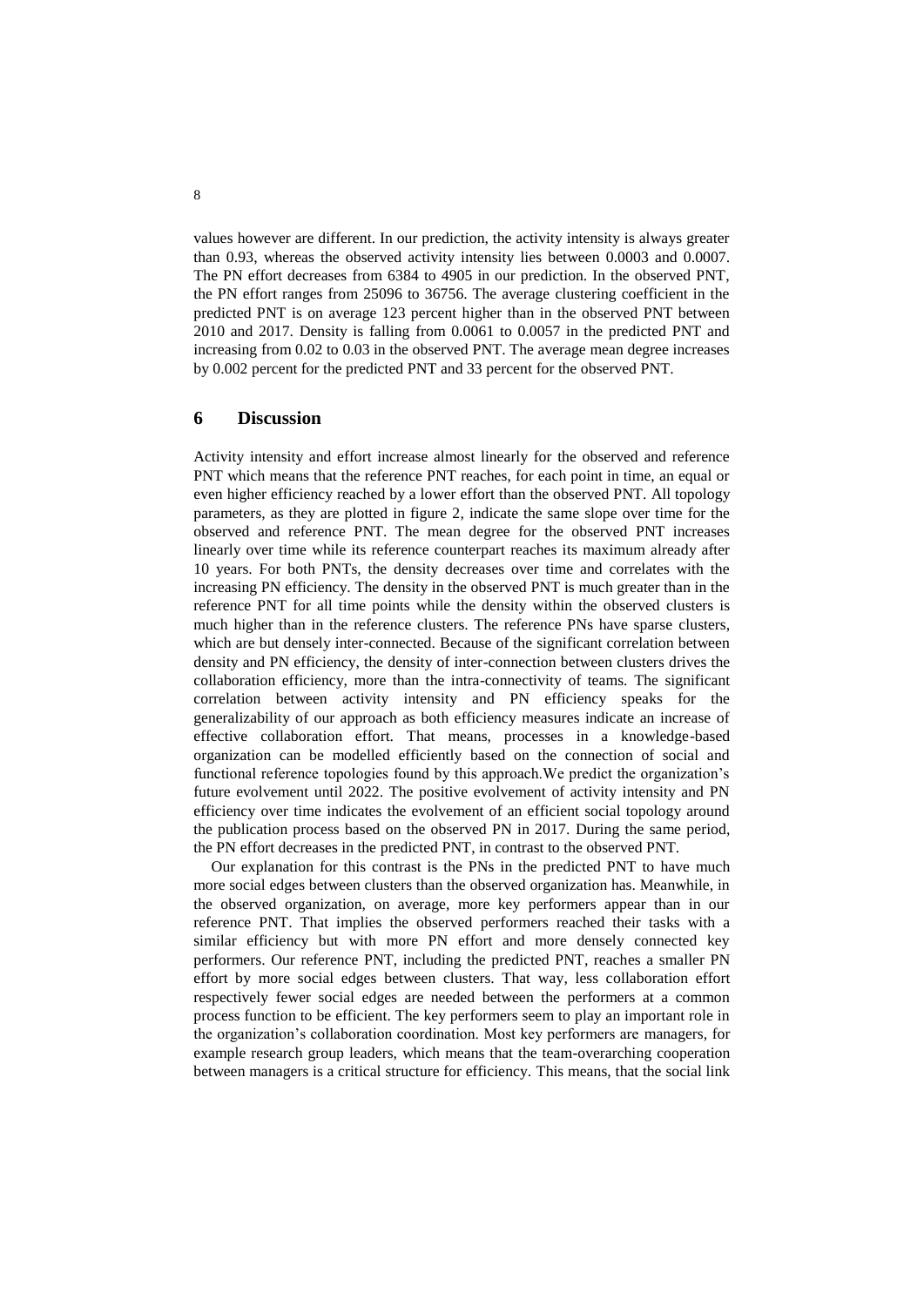values however are different. In our prediction, the activity intensity is always greater than 0.93, whereas the observed activity intensity lies between 0.0003 and 0.0007. The PN effort decreases from 6384 to 4905 in our prediction. In the observed PNT, the PN effort ranges from 25096 to 36756. The average clustering coefficient in the predicted PNT is on average 123 percent higher than in the observed PNT between 2010 and 2017. Density is falling from 0.0061 to 0.0057 in the predicted PNT and increasing from 0.02 to 0.03 in the observed PNT. The average mean degree increases by 0.002 percent for the predicted PNT and 33 percent for the observed PNT.

## 6 Discussion

Activity intensity and effort increase almost linearly for the observed and reference PNT which means that the reference PNT reaches, for each point in time, an equal or even higher efficiency reached by a lower effort than the observed PNT. All topology parameters, as they are plotted in figure 2, indicate the same slope over time for the observed and reference PNT. The mean degree for the observed PNT increases linearly over time while its reference counterpart reaches its maximum already after 10 years. For both PNTs, the density decreases over time and correlates with the increasing PN efficiency. The density in the observed PNT is much greater than in the reference PNT for all time points while the density within the observed clusters is much higher than in the reference clusters. The reference PNs have sparse clusters, which are but densely inter-connected. Because of the significant correlation between density and PN efficiency, the density of inter-connection between clusters drives the collaboration efficiency, more than the intra-connectivity of teams. The significant correlation between activity intensity and PN efficiency speaks for the generalizability of our approach as both efficiency measures indicate an increase of effective collaboration effort. That means, processes in a knowledge-based organization can be modelled efficiently based on the connection of social and functional reference topologies found by this approach.We predict the organization's future evolvement until 2022. The positive evolvement of activity intensity and PN efficiency over time indicates the evolvement of an efficient social topology around the publication process based on the observed PN in 2017. During the same period, the PN effort decreases in the predicted PNT, in contrast to the observed PNT.

Our explanation for this contrast is the PNs in the predicted PNT to have much more social edges between clusters than the observed organization has. Meanwhile, in the observed organization, on average, more key performers appear than in our reference PNT. That implies the observed performers reached their tasks with a similar efficiency but with more PN effort and more densely connected key performers. Our reference PNT, including the predicted PNT, reaches a smaller PN effort by more social edges between clusters. That way, less collaboration effort respectively fewer social edges are needed between the performers at a common process function to be efficient. The key performers seem to play an important role in the organization's collaboration coordination. Most key performers are managers, for example research group leaders, which means that the team-overarching cooperation between managers is a critical structure for efficiency. This means, that the social link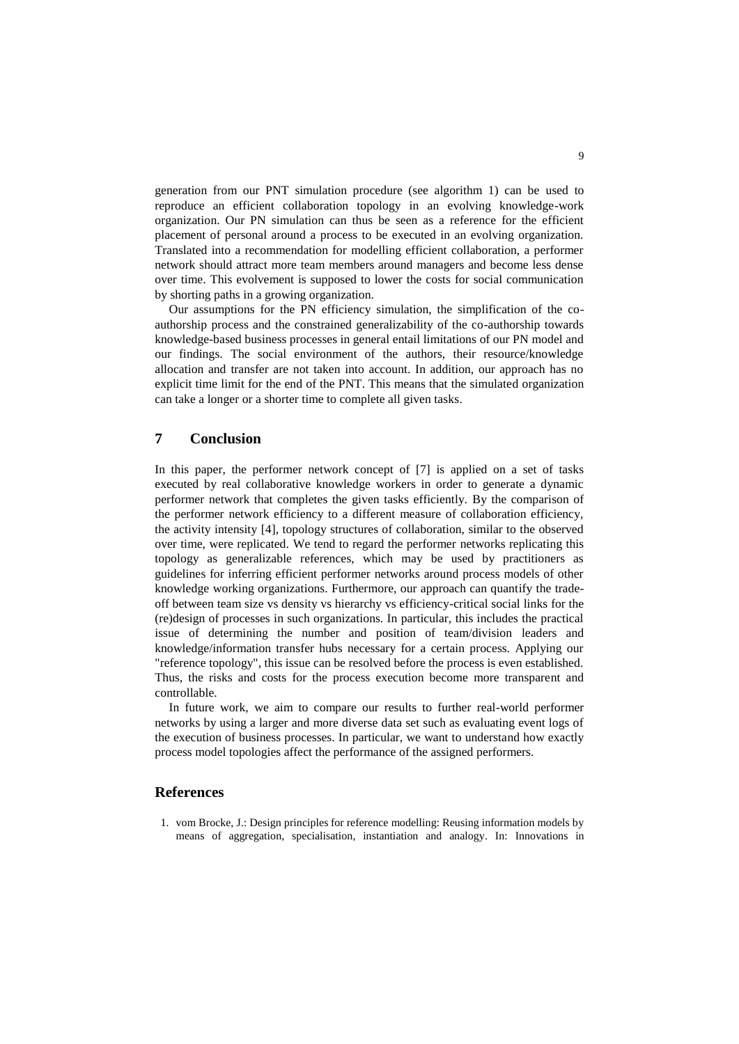generation from our PNT simulation procedure (see algorithm 1) can be used to reproduce an efficient collaboration topology in an evolving knowledge-work organization. Our PN simulation can thus be seen as a reference for the efficient placement of personal around a process to be executed in an evolving organization. Translated into a recommendation for modelling efficient collaboration, a performer network should attract more team members around managers and become less dense over time. This evolvement is supposed to lower the costs for social communication by shorting paths in a growing organization.

Our assumptions for the PN efficiency simulation, the simplification of the co-authorship process and the constrained generalizability of the co-authorship towards knowledge-based business processes in general entail limitations of our PN model and our findings. The social environment of the authors, their resource/knowledge allocation and transfer are not taken into account. In addition, our approach has no explicit time limit for the end of the PNT. This means that the simulated organization can take a longer or a shorter time to complete all given tasks.

## 7 Conclusion

In this paper, the performer network concept of [7] is applied on a set of tasks executed by real collaborative knowledge workers in order to generate a dynamic performer network that completes the given tasks efficiently. By the comparison of the performer network efficiency to a different measure of collaboration efficiency, the activity intensity [4], topology structures of collaboration, similar to the observed over time, were replicated. We tend to regard the performer networks replicating this topology as generalizable references, which may be used by practitioners as guidelines for inferring efficient performer networks around process models of other knowledge working organizations. Furthermore, our approach can quantify the trade-off between team size vs density vs hierarchy vs efficiency-critical social links for the (re)design of processes in such organizations. In particular, this includes the practical issue of determining the number and position of team/division leaders and knowledge/information transfer hubs necessary for a certain process. Applying our "reference topology", this issue can be resolved before the process is even established. Thus, the risks and costs for the process execution become more transparent and controllable.

In future work, we aim to compare our results to further real-world performer networks by using a larger and more diverse data set such as evaluating event logs of the execution of business processes. In particular, we want to understand how exactly process model topologies affect the performance of the assigned performers.

## References

1. vom Brocke, J.: Design principles for reference modelling: Reusing information models by means of aggregation, specialisation, instantiation and analogy. In: Innovations in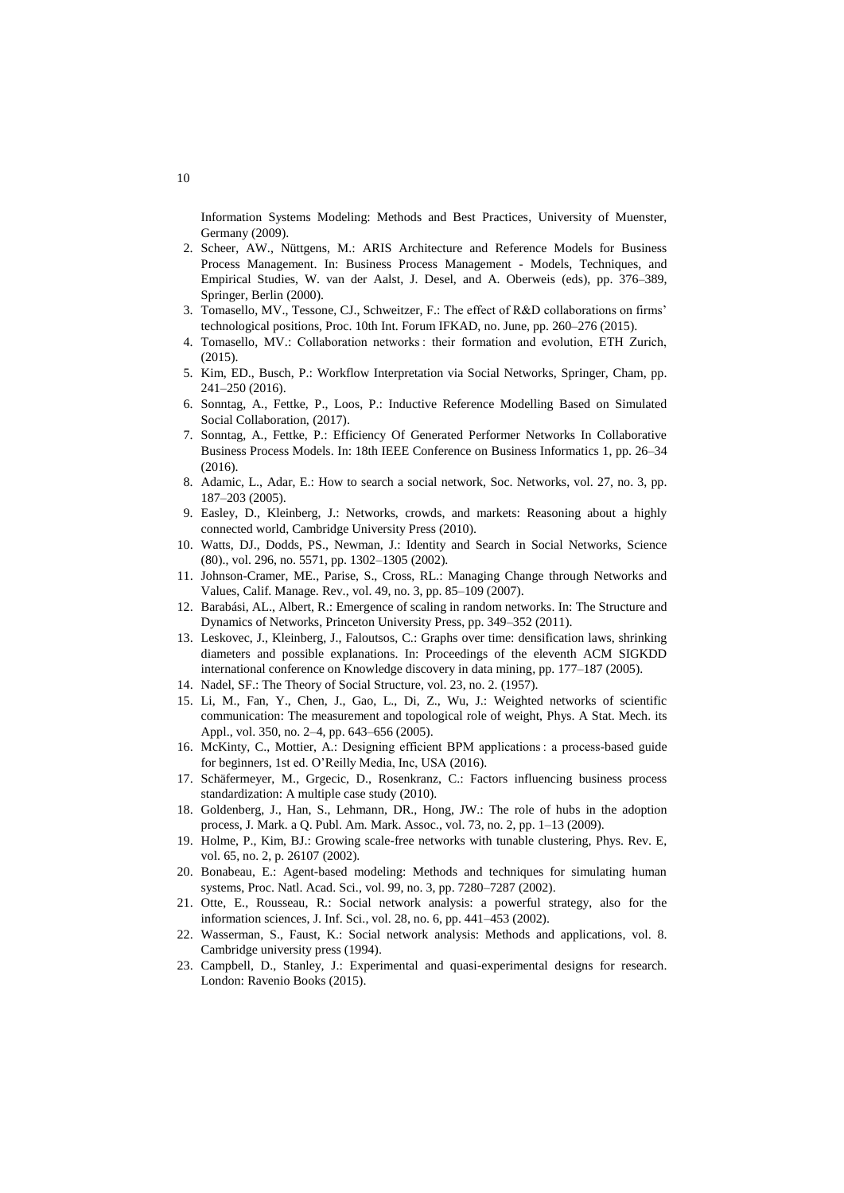Information Systems Modeling: Methods and Best Practices, University of Muenster, Germany (2009).

2. Scheer, AW., Nüttgens, M.: ARIS Architecture and Reference Models for Business Process Management. In: Business Process Management - Models, Techniques, and Empirical Studies, W. van der Aalst, J. Desel, and A. Oberweis (eds), pp. 376–389, Springer, Berlin (2000).
3. Tomasello, MV., Tessone, CJ., Schweitzer, F.: The effect of R&D collaborations on firms' technological positions, Proc. 10th Int. Forum IFKAD, no. June, pp. 260–276 (2015).
4. Tomasello, MV.: Collaboration networks : their formation and evolution, ETH Zurich, (2015).
5. Kim, ED., Busch, P.: Workflow Interpretation via Social Networks, Springer, Cham, pp. 241–250 (2016).
6. Sonntag, A., Fettke, P., Loos, P.: Inductive Reference Modelling Based on Simulated Social Collaboration, (2017).
7. Sonntag, A., Fettke, P.: Efficiency Of Generated Performer Networks In Collaborative Business Process Models. In: 18th IEEE Conference on Business Informatics 1, pp. 26–34 (2016).
8. Adamic, L., Adar, E.: How to search a social network, Soc. Networks, vol. 27, no. 3, pp. 187–203 (2005).
9. Easley, D., Kleinberg, J.: Networks, crowds, and markets: Reasoning about a highly connected world, Cambridge University Press (2010).
10. Watts, DJ., Dodds, PS., Newman, J.: Identity and Search in Social Networks, Science (80)., vol. 296, no. 5571, pp. 1302–1305 (2002).
11. Johnson-Cramer, ME., Parise, S., Cross, RL.: Managing Change through Networks and Values, Calif. Manage. Rev., vol. 49, no. 3, pp. 85–109 (2007).
12. Barabási, AL., Albert, R.: Emergence of scaling in random networks. In: The Structure and Dynamics of Networks, Princeton University Press, pp. 349–352 (2011).
13. Leskovec, J., Kleinberg, J., Faloutsos, C.: Graphs over time: densification laws, shrinking diameters and possible explanations. In: Proceedings of the eleventh ACM SIGKDD international conference on Knowledge discovery in data mining, pp. 177–187 (2005).
14. Nadel, SF.: The Theory of Social Structure, vol. 23, no. 2. (1957).
15. Li, M., Fan, Y., Chen, J., Gao, L., Di, Z., Wu, J.: Weighted networks of scientific communication: The measurement and topological role of weight, Phys. A Stat. Mech. its Appl., vol. 350, no. 2–4, pp. 643–656 (2005).
16. McKinty, C., Mottier, A.: Designing efficient BPM applications : a process-based guide for beginners, 1st ed. O'Reilly Media, Inc, USA (2016).
17. Schäfermeyer, M., Grgecic, D., Rosenkranz, C.: Factors influencing business process standardization: A multiple case study (2010).
18. Goldenberg, J., Han, S., Lehmann, DR., Hong, JW.: The role of hubs in the adoption process, J. Mark. a Q. Publ. Am. Mark. Assoc., vol. 73, no. 2, pp. 1–13 (2009).
19. Holme, P., Kim, BJ.: Growing scale-free networks with tunable clustering, Phys. Rev. E, vol. 65, no. 2, p. 26107 (2002).
20. Bonabeau, E.: Agent-based modeling: Methods and techniques for simulating human systems, Proc. Natl. Acad. Sci., vol. 99, no. 3, pp. 7280–7287 (2002).
21. Otte, E., Rousseau, R.: Social network analysis: a powerful strategy, also for the information sciences, J. Inf. Sci., vol. 28, no. 6, pp. 441–453 (2002).
22. Wasserman, S., Faust, K.: Social network analysis: Methods and applications, vol. 8. Cambridge university press (1994).
23. Campbell, D., Stanley, J.: Experimental and quasi-experimental designs for research. London: Ravenio Books (2015).